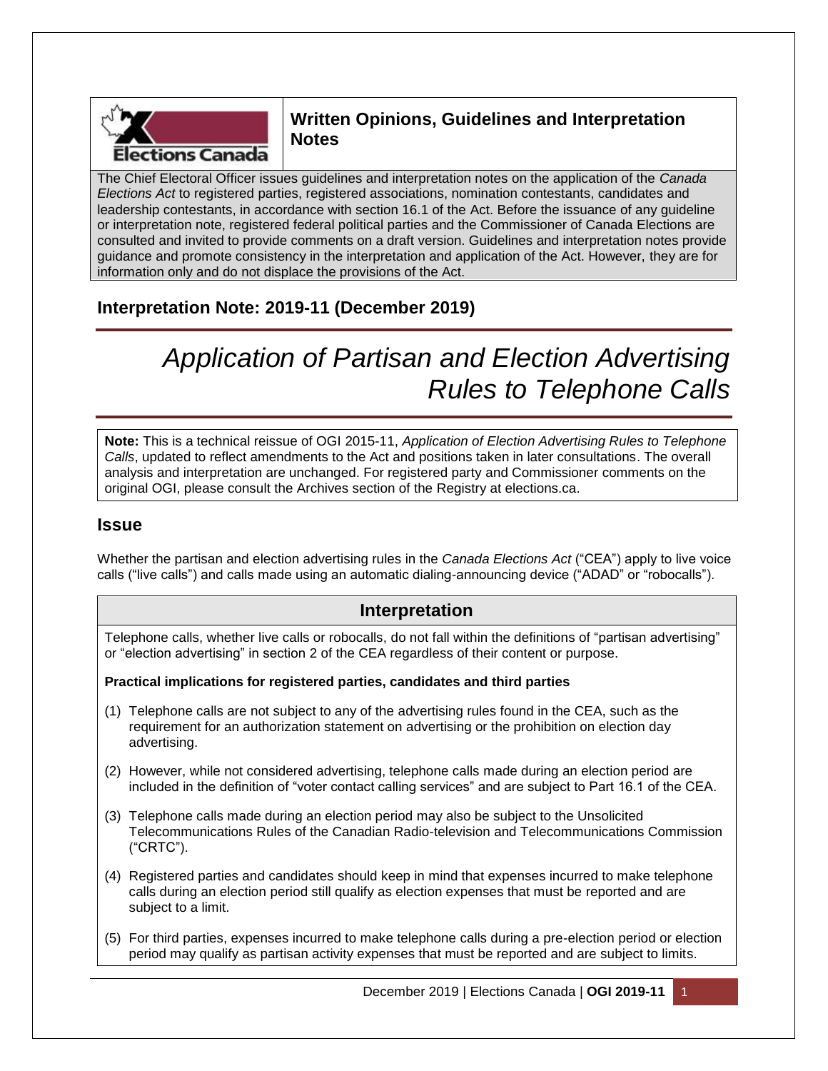**Written Opinions, Guidelines and Interpretation Notes**

The Chief Electoral Officer issues guidelines and interpretation notes on the application of the *Canada Elections Act* to registered parties, registered associations, nomination contestants, candidates and leadership contestants, in accordance with section 16.1 of the Act. Before the issuance of any guideline or interpretation note, registered federal political parties and the Commissioner of Canada Elections are consulted and invited to provide comments on a draft version. Guidelines and interpretation notes provide guidance and promote consistency in the interpretation and application of the Act. However, they are for information only and do not displace the provisions of the Act.

## Interpretation Note: 2019-11 (December 2019)

# *Application of Partisan and Election Advertising Rules to Telephone Calls*

**Note:** This is a technical reissue of OGI 2015-11, *Application of Election Advertising Rules to Telephone Calls*, updated to reflect amendments to the Act and positions taken in later consultations. The overall analysis and interpretation are unchanged. For registered party and Commissioner comments on the original OGI, please consult the Archives section of the Registry at elections.ca.

## Issue

Whether the partisan and election advertising rules in the *Canada Elections Act* ("CEA") apply to live voice calls ("live calls") and calls made using an automatic dialing-announcing device ("ADAD" or "robocalls").

## Interpretation

Telephone calls, whether live calls or robocalls, do not fall within the definitions of "partisan advertising" or "election advertising" in section 2 of the CEA regardless of their content or purpose.

**Practical implications for registered parties, candidates and third parties**

(1) Telephone calls are not subject to any of the advertising rules found in the CEA, such as the requirement for an authorization statement on advertising or the prohibition on election day advertising.

(2) However, while not considered advertising, telephone calls made during an election period are included in the definition of "voter contact calling services" and are subject to Part 16.1 of the CEA.

(3) Telephone calls made during an election period may also be subject to the Unsolicited Telecommunications Rules of the Canadian Radio-television and Telecommunications Commission ("CRTC").

(4) Registered parties and candidates should keep in mind that expenses incurred to make telephone calls during an election period still qualify as election expenses that must be reported and are subject to a limit.

(5) For third parties, expenses incurred to make telephone calls during a pre-election period or election period may qualify as partisan activity expenses that must be reported and are subject to limits.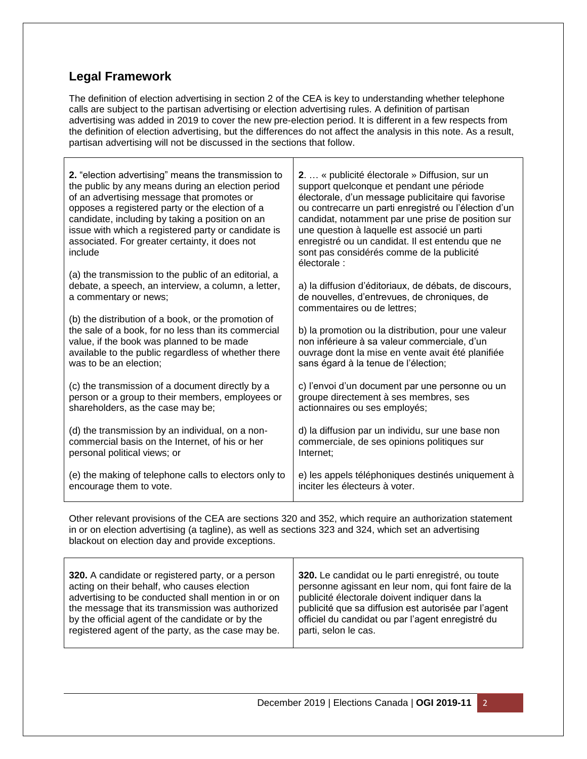## Legal Framework

The definition of election advertising in section 2 of the CEA is key to understanding whether telephone calls are subject to the partisan advertising or election advertising rules. A definition of partisan advertising was added in 2019 to cover the new pre-election period. It is different in a few respects from the definition of election advertising, but the differences do not affect the analysis in this note. As a result, partisan advertising will not be discussed in the sections that follow.

| | |
|---|---|
| **2.** "election advertising" means the transmission to the public by any means during an election period of an advertising message that promotes or opposes a registered party or the election of a candidate, including by taking a position on an issue with which a registered party or candidate is associated. For greater certainty, it does not include | **2**. … « publicité électorale » Diffusion, sur un support quelconque et pendant une période électorale, d'un message publicitaire qui favorise ou contrecarre un parti enregistré ou l'élection d'un candidat, notamment par une prise de position sur une question à laquelle est associé un parti enregistré ou un candidat. Il est entendu que ne sont pas considérés comme de la publicité électorale : |
| (a) the transmission to the public of an editorial, a debate, a speech, an interview, a column, a letter, a commentary or news; | a) la diffusion d'éditoriaux, de débats, de discours, de nouvelles, d'entrevues, de chroniques, de commentaires ou de lettres; |
| (b) the distribution of a book, or the promotion of the sale of a book, for no less than its commercial value, if the book was planned to be made available to the public regardless of whether there was to be an election; | b) la promotion ou la distribution, pour une valeur non inférieure à sa valeur commerciale, d'un ouvrage dont la mise en vente avait été planifiée sans égard à la tenue de l'élection; |
| (c) the transmission of a document directly by a person or a group to their members, employees or shareholders, as the case may be; | c) l'envoi d'un document par une personne ou un groupe directement à ses membres, ses actionnaires ou ses employés; |
| (d) the transmission by an individual, on a non-commercial basis on the Internet, of his or her personal political views; or | d) la diffusion par un individu, sur une base non commerciale, de ses opinions politiques sur Internet; |
| (e) the making of telephone calls to electors only to encourage them to vote. | e) les appels téléphoniques destinés uniquement à inciter les électeurs à voter. |

Other relevant provisions of the CEA are sections 320 and 352, which require an authorization statement in or on election advertising (a tagline), as well as sections 323 and 324, which set an advertising blackout on election day and provide exceptions.

| | |
|---|---|
| **320.** A candidate or registered party, or a person acting on their behalf, who causes election advertising to be conducted shall mention in or on the message that its transmission was authorized by the official agent of the candidate or by the registered agent of the party, as the case may be. | **320.** Le candidat ou le parti enregistré, ou toute personne agissant en leur nom, qui font faire de la publicité électorale doivent indiquer dans la publicité que sa diffusion est autorisée par l'agent officiel du candidat ou par l'agent enregistré du parti, selon le cas. |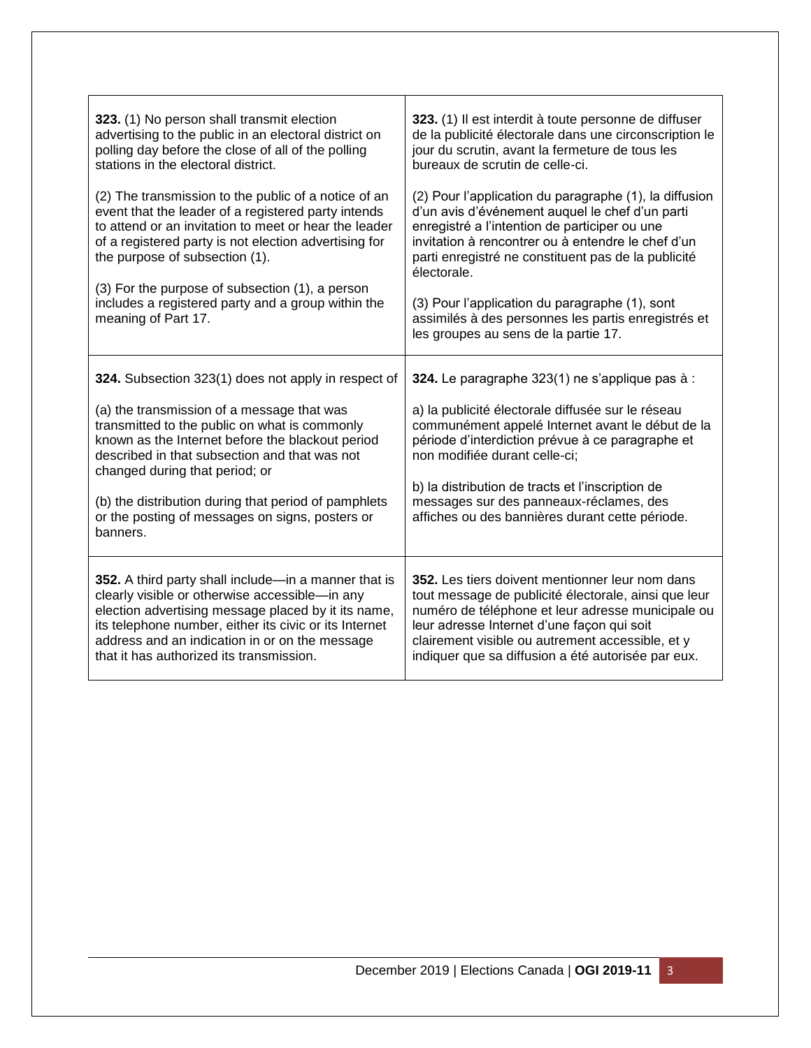| | |
|---|---|
| **323.** (1) No person shall transmit election advertising to the public in an electoral district on polling day before the close of all of the polling stations in the electoral district.<br><br>(2) The transmission to the public of a notice of an event that the leader of a registered party intends to attend or an invitation to meet or hear the leader of a registered party is not election advertising for the purpose of subsection (1).<br><br>(3) For the purpose of subsection (1), a person includes a registered party and a group within the meaning of Part 17. | **323.** (1) Il est interdit à toute personne de diffuser de la publicité électorale dans une circonscription le jour du scrutin, avant la fermeture de tous les bureaux de scrutin de celle-ci.<br><br>(2) Pour l'application du paragraphe (1), la diffusion d'un avis d'événement auquel le chef d'un parti enregistré a l'intention de participer ou une invitation à rencontrer ou à entendre le chef d'un parti enregistré ne constituent pas de la publicité électorale.<br><br>(3) Pour l'application du paragraphe (1), sont assimilés à des personnes les partis enregistrés et les groupes au sens de la partie 17. |
| **324.** Subsection 323(1) does not apply in respect of<br><br>(a) the transmission of a message that was transmitted to the public on what is commonly known as the Internet before the blackout period described in that subsection and that was not changed during that period; or<br><br>(b) the distribution during that period of pamphlets or the posting of messages on signs, posters or banners. | **324.** Le paragraphe 323(1) ne s'applique pas à :<br><br>a) la publicité électorale diffusée sur le réseau communément appelé Internet avant le début de la période d'interdiction prévue à ce paragraphe et non modifiée durant celle-ci;<br><br>b) la distribution de tracts et l'inscription de messages sur des panneaux-réclames, des affiches ou des bannières durant cette période. |
| **352.** A third party shall include—in a manner that is clearly visible or otherwise accessible—in any election advertising message placed by it its name, its telephone number, either its civic or its Internet address and an indication in or on the message that it has authorized its transmission. | **352.** Les tiers doivent mentionner leur nom dans tout message de publicité électorale, ainsi que leur numéro de téléphone et leur adresse municipale ou leur adresse Internet d'une façon qui soit clairement visible ou autrement accessible, et y indiquer que sa diffusion a été autorisée par eux. |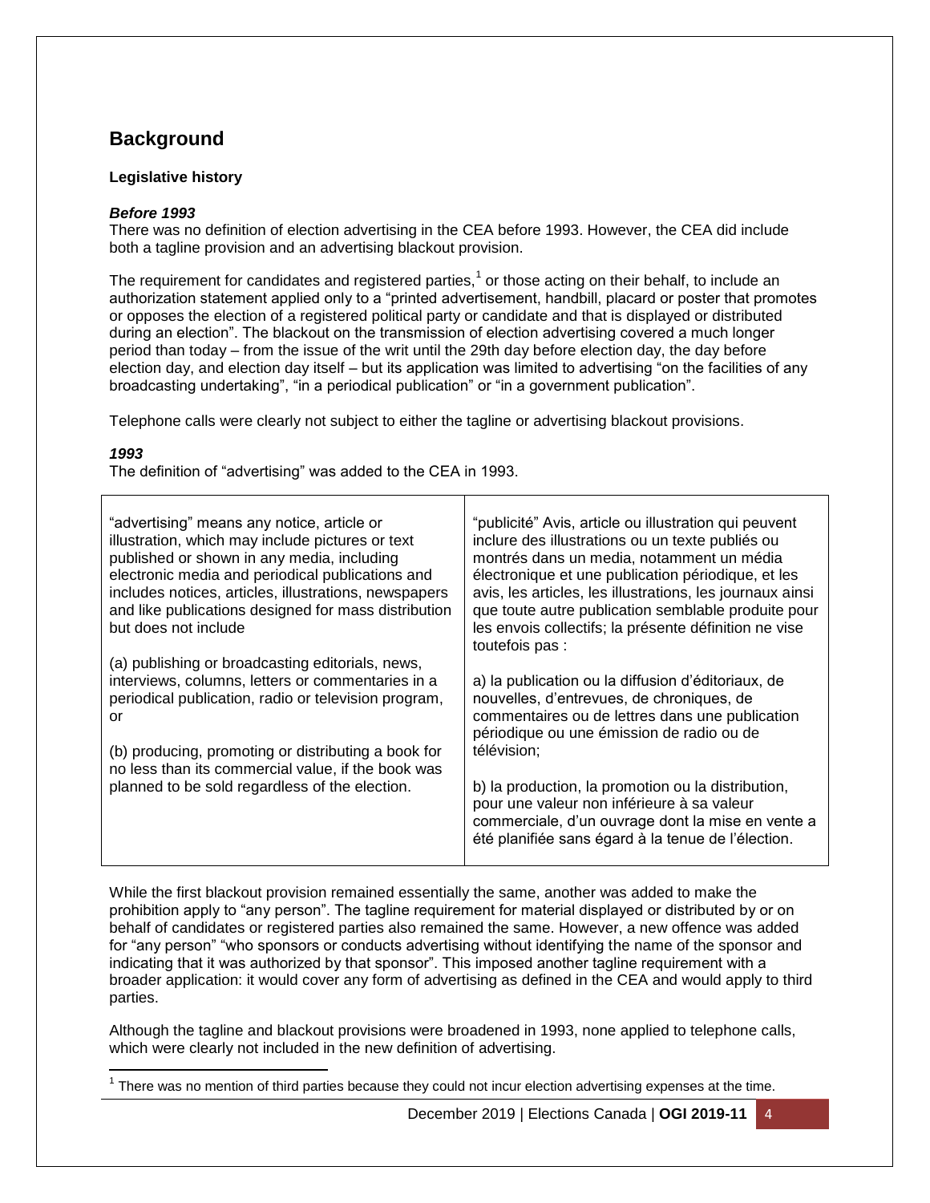## Background

**Legislative history**

***Before 1993***

There was no definition of election advertising in the CEA before 1993. However, the CEA did include both a tagline provision and an advertising blackout provision.

The requirement for candidates and registered parties,[1] or those acting on their behalf, to include an authorization statement applied only to a "printed advertisement, handbill, placard or poster that promotes or opposes the election of a registered political party or candidate and that is displayed or distributed during an election". The blackout on the transmission of election advertising covered a much longer period than today – from the issue of the writ until the 29th day before election day, the day before election day, and election day itself – but its application was limited to advertising "on the facilities of any broadcasting undertaking", "in a periodical publication" or "in a government publication".

Telephone calls were clearly not subject to either the tagline or advertising blackout provisions.

***1993***

The definition of "advertising" was added to the CEA in 1993.

| | |
|---|---|
| "advertising" means any notice, article or illustration, which may include pictures or text published or shown in any media, including electronic media and periodical publications and includes notices, articles, illustrations, newspapers and like publications designed for mass distribution but does not include<br><br>(a) publishing or broadcasting editorials, news, interviews, columns, letters or commentaries in a periodical publication, radio or television program, or<br><br>(b) producing, promoting or distributing a book for no less than its commercial value, if the book was planned to be sold regardless of the election. | "publicité" Avis, article ou illustration qui peuvent inclure des illustrations ou un texte publiés ou montrés dans un media, notamment un média électronique et une publication périodique, et les avis, les articles, les illustrations, les journaux ainsi que toute autre publication semblable produite pour les envois collectifs; la présente définition ne vise toutefois pas :<br><br>a) la publication ou la diffusion d'éditoriaux, de nouvelles, d'entrevues, de chroniques, de commentaires ou de lettres dans une publication périodique ou une émission de radio ou de télévision;<br><br>b) la production, la promotion ou la distribution, pour une valeur non inférieure à sa valeur commerciale, d'un ouvrage dont la mise en vente a été planifiée sans égard à la tenue de l'élection. |

While the first blackout provision remained essentially the same, another was added to make the prohibition apply to "any person". The tagline requirement for material displayed or distributed by or on behalf of candidates or registered parties also remained the same. However, a new offence was added for "any person" "who sponsors or conducts advertising without identifying the name of the sponsor and indicating that it was authorized by that sponsor". This imposed another tagline requirement with a broader application: it would cover any form of advertising as defined in the CEA and would apply to third parties.

Although the tagline and blackout provisions were broadened in 1993, none applied to telephone calls, which were clearly not included in the new definition of advertising.

[1] There was no mention of third parties because they could not incur election advertising expenses at the time.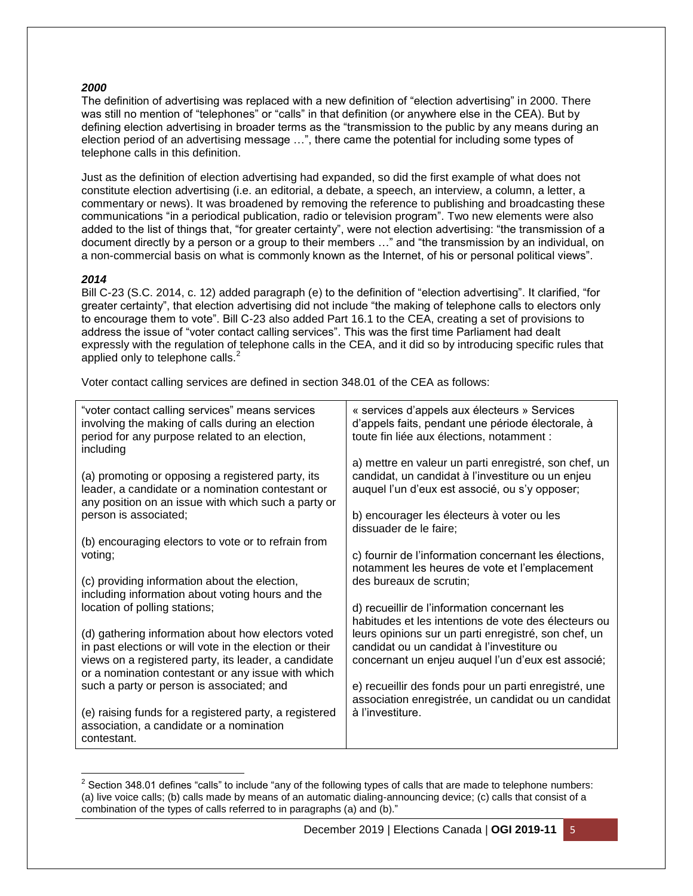***2000***

The definition of advertising was replaced with a new definition of "election advertising" in 2000. There was still no mention of "telephones" or "calls" in that definition (or anywhere else in the CEA). But by defining election advertising in broader terms as the "transmission to the public by any means during an election period of an advertising message …", there came the potential for including some types of telephone calls in this definition.

Just as the definition of election advertising had expanded, so did the first example of what does not constitute election advertising (i.e. an editorial, a debate, a speech, an interview, a column, a letter, a commentary or news). It was broadened by removing the reference to publishing and broadcasting these communications "in a periodical publication, radio or television program". Two new elements were also added to the list of things that, "for greater certainty", were not election advertising: "the transmission of a document directly by a person or a group to their members …" and "the transmission by an individual, on a non-commercial basis on what is commonly known as the Internet, of his or personal political views".

***2014***

Bill C-23 (S.C. 2014, c. 12) added paragraph (e) to the definition of "election advertising". It clarified, "for greater certainty", that election advertising did not include "the making of telephone calls to electors only to encourage them to vote". Bill C-23 also added Part 16.1 to the CEA, creating a set of provisions to address the issue of "voter contact calling services". This was the first time Parliament had dealt expressly with the regulation of telephone calls in the CEA, and it did so by introducing specific rules that applied only to telephone calls.[2]

Voter contact calling services are defined in section 348.01 of the CEA as follows:

| English | French |
|---|---|
| "voter contact calling services" means services involving the making of calls during an election period for any purpose related to an election, including<br><br>(a) promoting or opposing a registered party, its leader, a candidate or a nomination contestant or any position on an issue with which such a party or person is associated;<br><br>(b) encouraging electors to vote or to refrain from voting;<br><br>(c) providing information about the election, including information about voting hours and the location of polling stations;<br><br>(d) gathering information about how electors voted in past elections or will vote in the election or their views on a registered party, its leader, a candidate or a nomination contestant or any issue with which such a party or person is associated; and<br><br>(e) raising funds for a registered party, a registered association, a candidate or a nomination contestant. | « services d'appels aux électeurs » Services d'appels faits, pendant une période électorale, à toute fin liée aux élections, notamment :<br><br>a) mettre en valeur un parti enregistré, son chef, un candidat, un candidat à l'investiture ou un enjeu auquel l'un d'eux est associé, ou s'y opposer;<br><br>b) encourager les électeurs à voter ou les dissuader de le faire;<br><br>c) fournir de l'information concernant les élections, notamment les heures de vote et l'emplacement des bureaux de scrutin;<br><br>d) recueillir de l'information concernant les habitudes et les intentions de vote des électeurs ou leurs opinions sur un parti enregistré, son chef, un candidat ou un candidat à l'investiture ou concernant un enjeu auquel l'un d'eux est associé;<br><br>e) recueillir des fonds pour un parti enregistré, une association enregistrée, un candidat ou un candidat à l'investiture. |

[2] Section 348.01 defines "calls" to include "any of the following types of calls that are made to telephone numbers: (a) live voice calls; (b) calls made by means of an automatic dialing-announcing device; (c) calls that consist of a combination of the types of calls referred to in paragraphs (a) and (b)."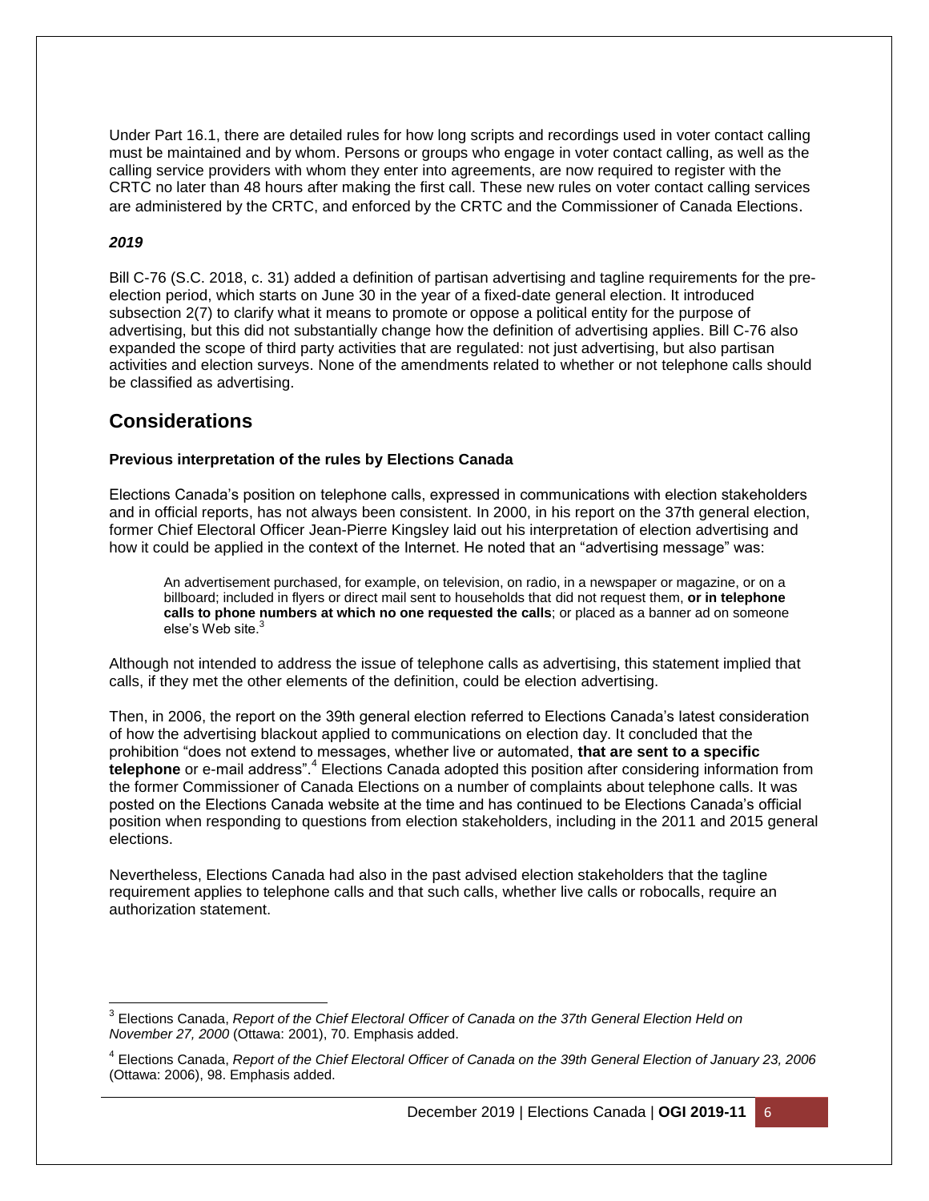Under Part 16.1, there are detailed rules for how long scripts and recordings used in voter contact calling must be maintained and by whom. Persons or groups who engage in voter contact calling, as well as the calling service providers with whom they enter into agreements, are now required to register with the CRTC no later than 48 hours after making the first call. These new rules on voter contact calling services are administered by the CRTC, and enforced by the CRTC and the Commissioner of Canada Elections.

***2019***

Bill C-76 (S.C. 2018, c. 31) added a definition of partisan advertising and tagline requirements for the pre-election period, which starts on June 30 in the year of a fixed-date general election. It introduced subsection 2(7) to clarify what it means to promote or oppose a political entity for the purpose of advertising, but this did not substantially change how the definition of advertising applies. Bill C-76 also expanded the scope of third party activities that are regulated: not just advertising, but also partisan activities and election surveys. None of the amendments related to whether or not telephone calls should be classified as advertising.

## Considerations

**Previous interpretation of the rules by Elections Canada**

Elections Canada's position on telephone calls, expressed in communications with election stakeholders and in official reports, has not always been consistent. In 2000, in his report on the 37th general election, former Chief Electoral Officer Jean-Pierre Kingsley laid out his interpretation of election advertising and how it could be applied in the context of the Internet. He noted that an "advertising message" was:

> An advertisement purchased, for example, on television, on radio, in a newspaper or magazine, or on a billboard; included in flyers or direct mail sent to households that did not request them, **or in telephone calls to phone numbers at which no one requested the calls**; or placed as a banner ad on someone else's Web site.[3]

Although not intended to address the issue of telephone calls as advertising, this statement implied that calls, if they met the other elements of the definition, could be election advertising.

Then, in 2006, the report on the 39th general election referred to Elections Canada's latest consideration of how the advertising blackout applied to communications on election day. It concluded that the prohibition "does not extend to messages, whether live or automated, **that are sent to a specific telephone** or e-mail address".[4] Elections Canada adopted this position after considering information from the former Commissioner of Canada Elections on a number of complaints about telephone calls. It was posted on the Elections Canada website at the time and has continued to be Elections Canada's official position when responding to questions from election stakeholders, including in the 2011 and 2015 general elections.

Nevertheless, Elections Canada had also in the past advised election stakeholders that the tagline requirement applies to telephone calls and that such calls, whether live calls or robocalls, require an authorization statement.

---

[3] Elections Canada, *Report of the Chief Electoral Officer of Canada on the 37th General Election Held on November 27, 2000* (Ottawa: 2001), 70. Emphasis added.

[4] Elections Canada, *Report of the Chief Electoral Officer of Canada on the 39th General Election of January 23, 2006* (Ottawa: 2006), 98. Emphasis added.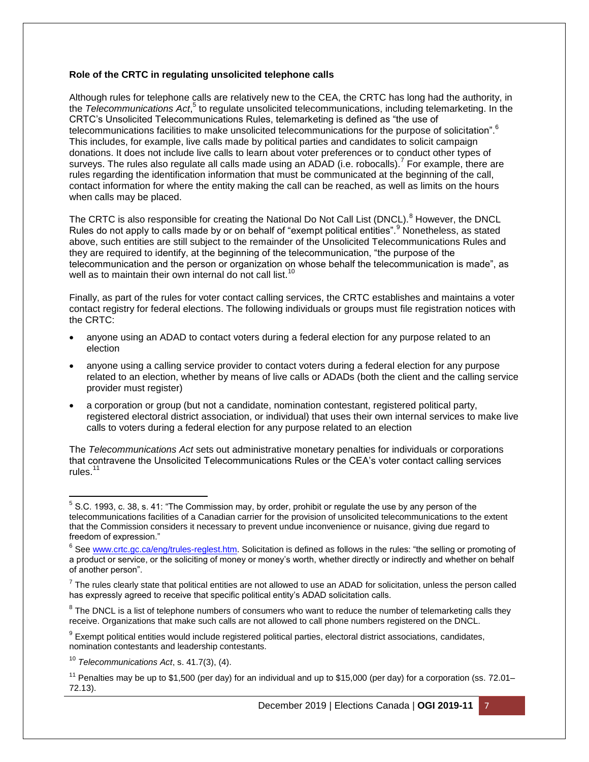**Role of the CRTC in regulating unsolicited telephone calls**

Although rules for telephone calls are relatively new to the CEA, the CRTC has long had the authority, in the *Telecommunications Act*,[5] to regulate unsolicited telecommunications, including telemarketing. In the CRTC's Unsolicited Telecommunications Rules, telemarketing is defined as "the use of telecommunications facilities to make unsolicited telecommunications for the purpose of solicitation".[6] This includes, for example, live calls made by political parties and candidates to solicit campaign donations. It does not include live calls to learn about voter preferences or to conduct other types of surveys. The rules also regulate all calls made using an ADAD (i.e. robocalls).[7] For example, there are rules regarding the identification information that must be communicated at the beginning of the call, contact information for where the entity making the call can be reached, as well as limits on the hours when calls may be placed.

The CRTC is also responsible for creating the National Do Not Call List (DNCL).[8] However, the DNCL Rules do not apply to calls made by or on behalf of "exempt political entities".[9] Nonetheless, as stated above, such entities are still subject to the remainder of the Unsolicited Telecommunications Rules and they are required to identify, at the beginning of the telecommunication, "the purpose of the telecommunication and the person or organization on whose behalf the telecommunication is made", as well as to maintain their own internal do not call list.[10]

Finally, as part of the rules for voter contact calling services, the CRTC establishes and maintains a voter contact registry for federal elections. The following individuals or groups must file registration notices with the CRTC:

- anyone using an ADAD to contact voters during a federal election for any purpose related to an election
- anyone using a calling service provider to contact voters during a federal election for any purpose related to an election, whether by means of live calls or ADADs (both the client and the calling service provider must register)
- a corporation or group (but not a candidate, nomination contestant, registered political party, registered electoral district association, or individual) that uses their own internal services to make live calls to voters during a federal election for any purpose related to an election

The *Telecommunications Act* sets out administrative monetary penalties for individuals or corporations that contravene the Unsolicited Telecommunications Rules or the CEA's voter contact calling services rules.[11]

---

[5] S.C. 1993, c. 38, s. 41: "The Commission may, by order, prohibit or regulate the use by any person of the telecommunications facilities of a Canadian carrier for the provision of unsolicited telecommunications to the extent that the Commission considers it necessary to prevent undue inconvenience or nuisance, giving due regard to freedom of expression."

[6] See www.crtc.gc.ca/eng/trules-reglest.htm. Solicitation is defined as follows in the rules: "the selling or promoting of a product or service, or the soliciting of money or money's worth, whether directly or indirectly and whether on behalf of another person".

[7] The rules clearly state that political entities are not allowed to use an ADAD for solicitation, unless the person called has expressly agreed to receive that specific political entity's ADAD solicitation calls.

[8] The DNCL is a list of telephone numbers of consumers who want to reduce the number of telemarketing calls they receive. Organizations that make such calls are not allowed to call phone numbers registered on the DNCL.

[9] Exempt political entities would include registered political parties, electoral district associations, candidates, nomination contestants and leadership contestants.

[10] *Telecommunications Act*, s. 41.7(3), (4).

[11] Penalties may be up to $1,500 (per day) for an individual and up to $15,000 (per day) for a corporation (ss. 72.01–72.13).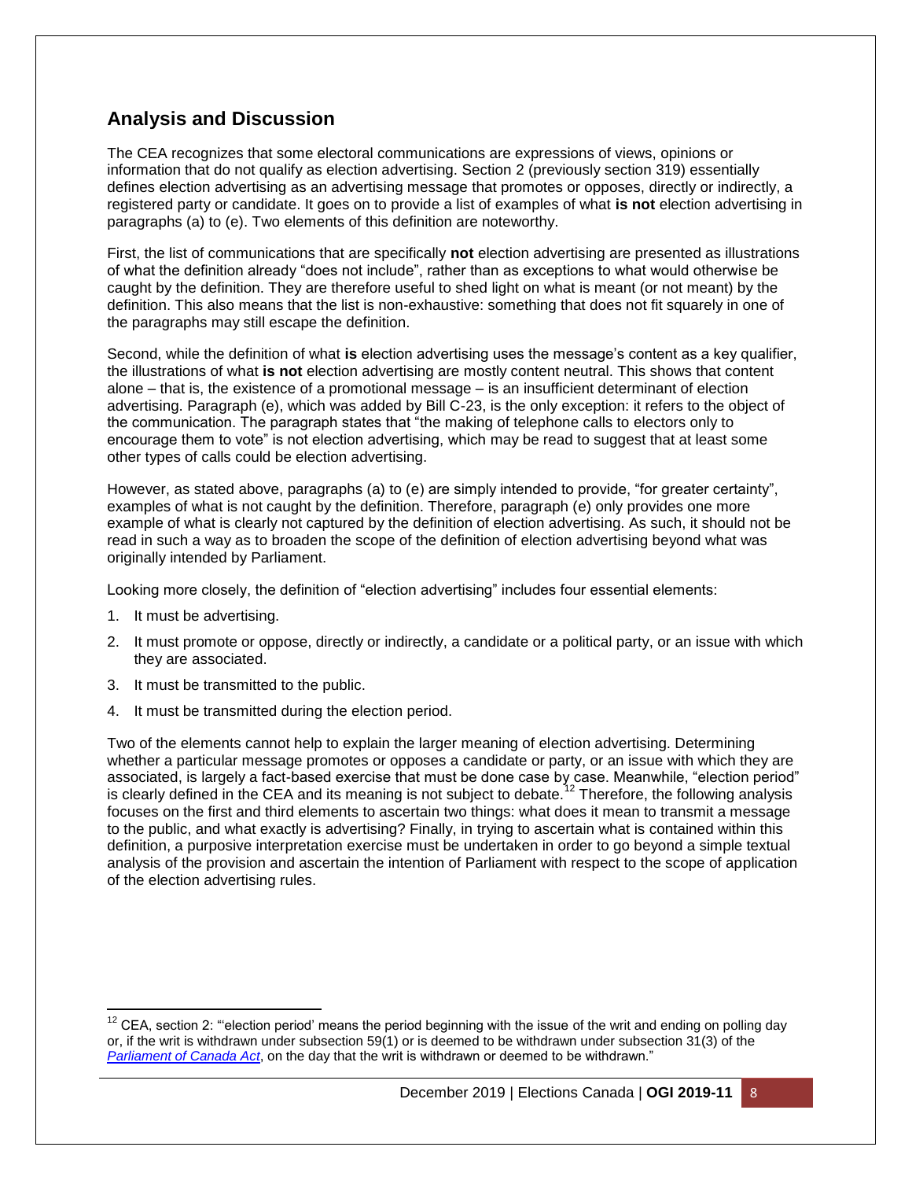## Analysis and Discussion

The CEA recognizes that some electoral communications are expressions of views, opinions or information that do not qualify as election advertising. Section 2 (previously section 319) essentially defines election advertising as an advertising message that promotes or opposes, directly or indirectly, a registered party or candidate. It goes on to provide a list of examples of what **is not** election advertising in paragraphs (a) to (e). Two elements of this definition are noteworthy.

First, the list of communications that are specifically **not** election advertising are presented as illustrations of what the definition already "does not include", rather than as exceptions to what would otherwise be caught by the definition. They are therefore useful to shed light on what is meant (or not meant) by the definition. This also means that the list is non-exhaustive: something that does not fit squarely in one of the paragraphs may still escape the definition.

Second, while the definition of what **is** election advertising uses the message's content as a key qualifier, the illustrations of what **is not** election advertising are mostly content neutral. This shows that content alone – that is, the existence of a promotional message – is an insufficient determinant of election advertising. Paragraph (e), which was added by Bill C-23, is the only exception: it refers to the object of the communication. The paragraph states that "the making of telephone calls to electors only to encourage them to vote" is not election advertising, which may be read to suggest that at least some other types of calls could be election advertising.

However, as stated above, paragraphs (a) to (e) are simply intended to provide, "for greater certainty", examples of what is not caught by the definition. Therefore, paragraph (e) only provides one more example of what is clearly not captured by the definition of election advertising. As such, it should not be read in such a way as to broaden the scope of the definition of election advertising beyond what was originally intended by Parliament.

Looking more closely, the definition of "election advertising" includes four essential elements:

1. It must be advertising.
2. It must promote or oppose, directly or indirectly, a candidate or a political party, or an issue with which they are associated.
3. It must be transmitted to the public.
4. It must be transmitted during the election period.

Two of the elements cannot help to explain the larger meaning of election advertising. Determining whether a particular message promotes or opposes a candidate or party, or an issue with which they are associated, is largely a fact-based exercise that must be done case by case. Meanwhile, "election period" is clearly defined in the CEA and its meaning is not subject to debate.[12] Therefore, the following analysis focuses on the first and third elements to ascertain two things: what does it mean to transmit a message to the public, and what exactly is advertising? Finally, in trying to ascertain what is contained within this definition, a purposive interpretation exercise must be undertaken in order to go beyond a simple textual analysis of the provision and ascertain the intention of Parliament with respect to the scope of application of the election advertising rules.

[12] CEA, section 2: "'election period' means the period beginning with the issue of the writ and ending on polling day or, if the writ is withdrawn under subsection 59(1) or is deemed to be withdrawn under subsection 31(3) of the *Parliament of Canada Act*, on the day that the writ is withdrawn or deemed to be withdrawn."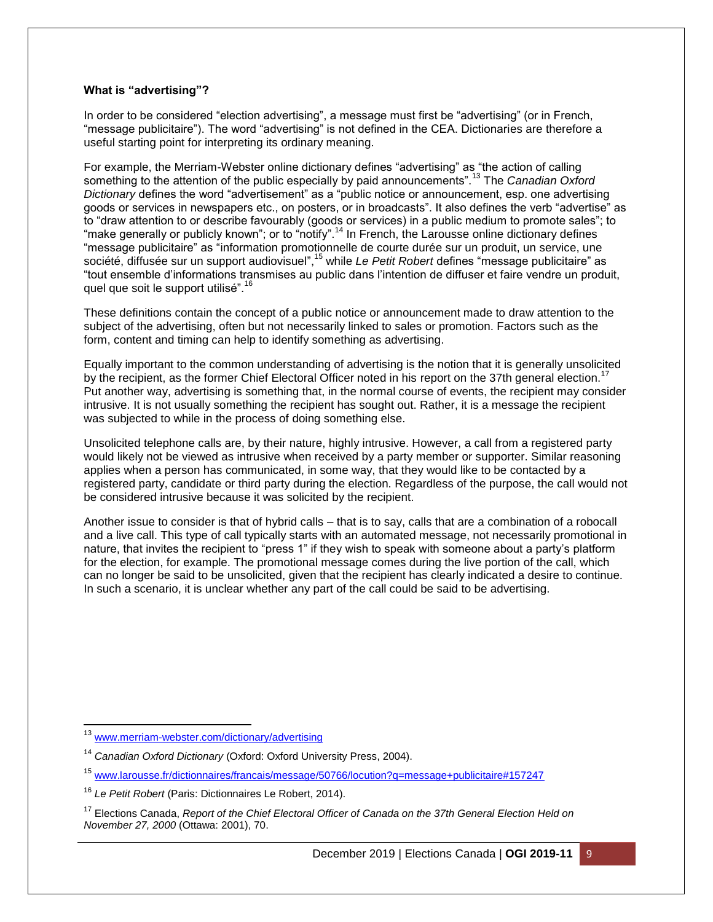**What is "advertising"?**

In order to be considered "election advertising", a message must first be "advertising" (or in French, "message publicitaire"). The word "advertising" is not defined in the CEA. Dictionaries are therefore a useful starting point for interpreting its ordinary meaning.

For example, the Merriam-Webster online dictionary defines "advertising" as "the action of calling something to the attention of the public especially by paid announcements".[13] The *Canadian Oxford Dictionary* defines the word "advertisement" as a "public notice or announcement, esp. one advertising goods or services in newspapers etc., on posters, or in broadcasts". It also defines the verb "advertise" as to "draw attention to or describe favourably (goods or services) in a public medium to promote sales"; to "make generally or publicly known"; or to "notify".[14] In French, the Larousse online dictionary defines "message publicitaire" as "information promotionnelle de courte durée sur un produit, un service, une société, diffusée sur un support audiovisuel",[15] while *Le Petit Robert* defines "message publicitaire" as "tout ensemble d'informations transmises au public dans l'intention de diffuser et faire vendre un produit, quel que soit le support utilisé".[16]

These definitions contain the concept of a public notice or announcement made to draw attention to the subject of the advertising, often but not necessarily linked to sales or promotion. Factors such as the form, content and timing can help to identify something as advertising.

Equally important to the common understanding of advertising is the notion that it is generally unsolicited by the recipient, as the former Chief Electoral Officer noted in his report on the 37th general election.[17] Put another way, advertising is something that, in the normal course of events, the recipient may consider intrusive. It is not usually something the recipient has sought out. Rather, it is a message the recipient was subjected to while in the process of doing something else.

Unsolicited telephone calls are, by their nature, highly intrusive. However, a call from a registered party would likely not be viewed as intrusive when received by a party member or supporter. Similar reasoning applies when a person has communicated, in some way, that they would like to be contacted by a registered party, candidate or third party during the election. Regardless of the purpose, the call would not be considered intrusive because it was solicited by the recipient.

Another issue to consider is that of hybrid calls – that is to say, calls that are a combination of a robocall and a live call. This type of call typically starts with an automated message, not necessarily promotional in nature, that invites the recipient to "press 1" if they wish to speak with someone about a party's platform for the election, for example. The promotional message comes during the live portion of the call, which can no longer be said to be unsolicited, given that the recipient has clearly indicated a desire to continue. In such a scenario, it is unclear whether any part of the call could be said to be advertising.

---

[13] www.merriam-webster.com/dictionary/advertising

[14] *Canadian Oxford Dictionary* (Oxford: Oxford University Press, 2004).

[15] www.larousse.fr/dictionnaires/francais/message/50766/locution?q=message+publicitaire#157247

[16] *Le Petit Robert* (Paris: Dictionnaires Le Robert, 2014).

[17] Elections Canada, *Report of the Chief Electoral Officer of Canada on the 37th General Election Held on November 27, 2000* (Ottawa: 2001), 70.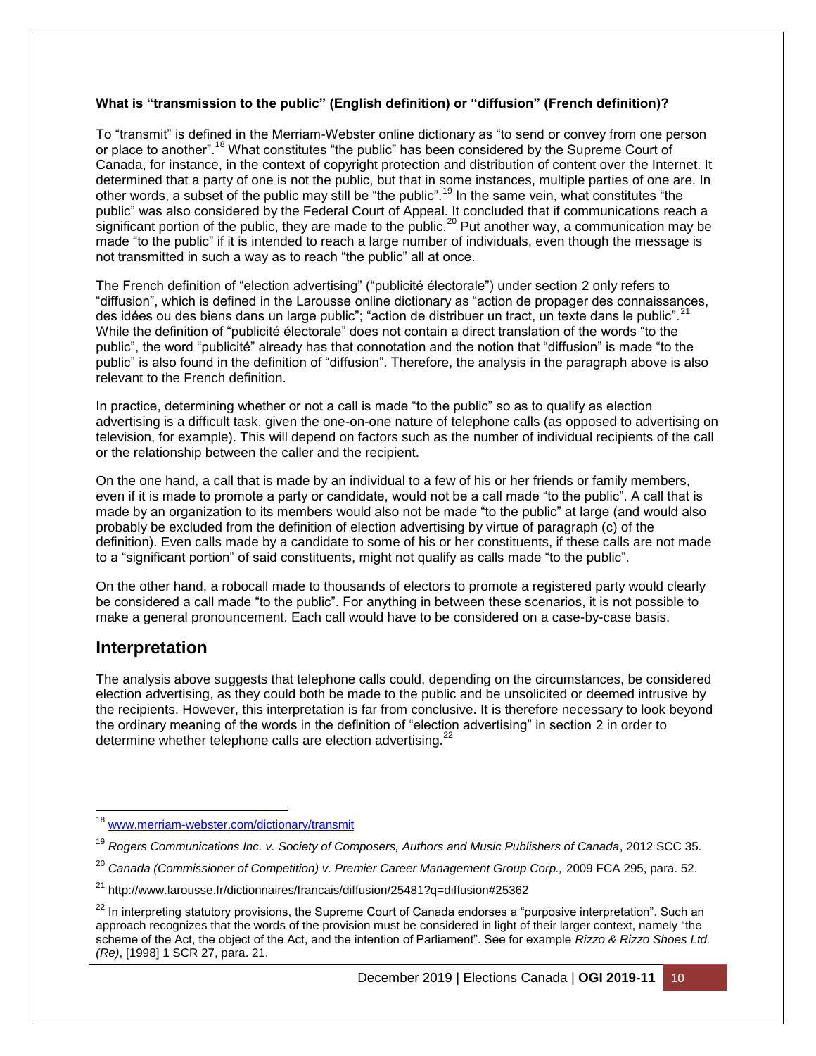**What is "transmission to the public" (English definition) or "diffusion" (French definition)?**

To "transmit" is defined in the Merriam-Webster online dictionary as "to send or convey from one person or place to another".[18] What constitutes "the public" has been considered by the Supreme Court of Canada, for instance, in the context of copyright protection and distribution of content over the Internet. It determined that a party of one is not the public, but that in some instances, multiple parties of one are. In other words, a subset of the public may still be "the public".[19] In the same vein, what constitutes "the public" was also considered by the Federal Court of Appeal. It concluded that if communications reach a significant portion of the public, they are made to the public.[20] Put another way, a communication may be made "to the public" if it is intended to reach a large number of individuals, even though the message is not transmitted in such a way as to reach "the public" all at once.

The French definition of "election advertising" ("publicité électorale") under section 2 only refers to "diffusion", which is defined in the Larousse online dictionary as "action de propager des connaissances, des idées ou des biens dans un large public"; "action de distribuer un tract, un texte dans le public".[21] While the definition of "publicité électorale" does not contain a direct translation of the words "to the public", the word "publicité" already has that connotation and the notion that "diffusion" is made "to the public" is also found in the definition of "diffusion". Therefore, the analysis in the paragraph above is also relevant to the French definition.

In practice, determining whether or not a call is made "to the public" so as to qualify as election advertising is a difficult task, given the one-on-one nature of telephone calls (as opposed to advertising on television, for example). This will depend on factors such as the number of individual recipients of the call or the relationship between the caller and the recipient.

On the one hand, a call that is made by an individual to a few of his or her friends or family members, even if it is made to promote a party or candidate, would not be a call made "to the public". A call that is made by an organization to its members would also not be made "to the public" at large (and would also probably be excluded from the definition of election advertising by virtue of paragraph (c) of the definition). Even calls made by a candidate to some of his or her constituents, if these calls are not made to a "significant portion" of said constituents, might not qualify as calls made "to the public".

On the other hand, a robocall made to thousands of electors to promote a registered party would clearly be considered a call made "to the public". For anything in between these scenarios, it is not possible to make a general pronouncement. Each call would have to be considered on a case-by-case basis.

## Interpretation

The analysis above suggests that telephone calls could, depending on the circumstances, be considered election advertising, as they could both be made to the public and be unsolicited or deemed intrusive by the recipients. However, this interpretation is far from conclusive. It is therefore necessary to look beyond the ordinary meaning of the words in the definition of "election advertising" in section 2 in order to determine whether telephone calls are election advertising.[22]

---

[18] www.merriam-webster.com/dictionary/transmit

[19] *Rogers Communications Inc. v. Society of Composers, Authors and Music Publishers of Canada*, 2012 SCC 35.

[20] *Canada (Commissioner of Competition) v. Premier Career Management Group Corp.,* 2009 FCA 295, para. 52.

[21] http://www.larousse.fr/dictionnaires/francais/diffusion/25481?q=diffusion#25362

[22] In interpreting statutory provisions, the Supreme Court of Canada endorses a "purposive interpretation". Such an approach recognizes that the words of the provision must be considered in light of their larger context, namely "the scheme of the Act, the object of the Act, and the intention of Parliament". See for example *Rizzo & Rizzo Shoes Ltd. (Re)*, [1998] 1 SCR 27, para. 21.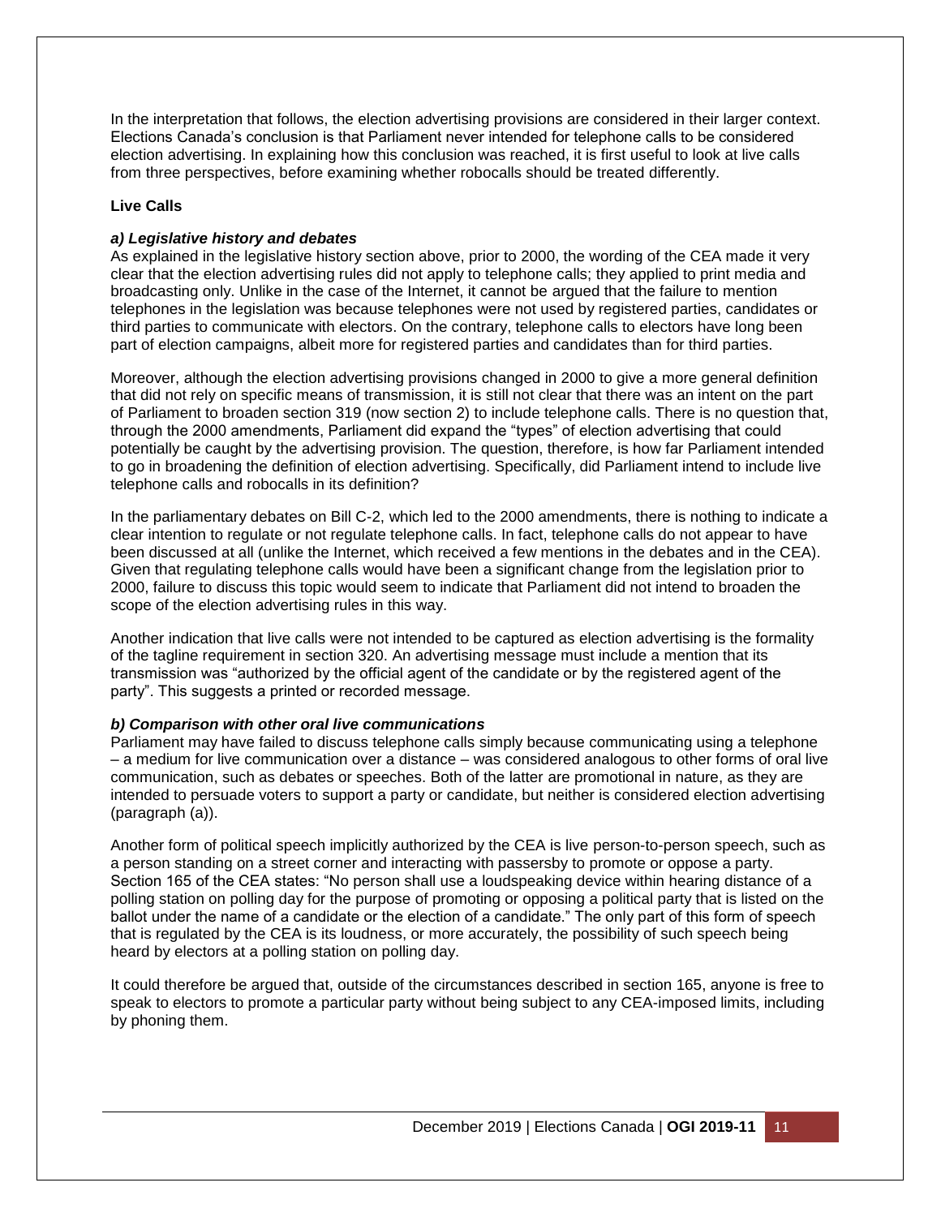In the interpretation that follows, the election advertising provisions are considered in their larger context. Elections Canada's conclusion is that Parliament never intended for telephone calls to be considered election advertising. In explaining how this conclusion was reached, it is first useful to look at live calls from three perspectives, before examining whether robocalls should be treated differently.

**Live Calls**

***a) Legislative history and debates***

As explained in the legislative history section above, prior to 2000, the wording of the CEA made it very clear that the election advertising rules did not apply to telephone calls; they applied to print media and broadcasting only. Unlike in the case of the Internet, it cannot be argued that the failure to mention telephones in the legislation was because telephones were not used by registered parties, candidates or third parties to communicate with electors. On the contrary, telephone calls to electors have long been part of election campaigns, albeit more for registered parties and candidates than for third parties.

Moreover, although the election advertising provisions changed in 2000 to give a more general definition that did not rely on specific means of transmission, it is still not clear that there was an intent on the part of Parliament to broaden section 319 (now section 2) to include telephone calls. There is no question that, through the 2000 amendments, Parliament did expand the "types" of election advertising that could potentially be caught by the advertising provision. The question, therefore, is how far Parliament intended to go in broadening the definition of election advertising. Specifically, did Parliament intend to include live telephone calls and robocalls in its definition?

In the parliamentary debates on Bill C-2, which led to the 2000 amendments, there is nothing to indicate a clear intention to regulate or not regulate telephone calls. In fact, telephone calls do not appear to have been discussed at all (unlike the Internet, which received a few mentions in the debates and in the CEA). Given that regulating telephone calls would have been a significant change from the legislation prior to 2000, failure to discuss this topic would seem to indicate that Parliament did not intend to broaden the scope of the election advertising rules in this way.

Another indication that live calls were not intended to be captured as election advertising is the formality of the tagline requirement in section 320. An advertising message must include a mention that its transmission was "authorized by the official agent of the candidate or by the registered agent of the party". This suggests a printed or recorded message.

***b) Comparison with other oral live communications***

Parliament may have failed to discuss telephone calls simply because communicating using a telephone – a medium for live communication over a distance – was considered analogous to other forms of oral live communication, such as debates or speeches. Both of the latter are promotional in nature, as they are intended to persuade voters to support a party or candidate, but neither is considered election advertising (paragraph (a)).

Another form of political speech implicitly authorized by the CEA is live person-to-person speech, such as a person standing on a street corner and interacting with passersby to promote or oppose a party. Section 165 of the CEA states: "No person shall use a loudspeaking device within hearing distance of a polling station on polling day for the purpose of promoting or opposing a political party that is listed on the ballot under the name of a candidate or the election of a candidate." The only part of this form of speech that is regulated by the CEA is its loudness, or more accurately, the possibility of such speech being heard by electors at a polling station on polling day.

It could therefore be argued that, outside of the circumstances described in section 165, anyone is free to speak to electors to promote a particular party without being subject to any CEA-imposed limits, including by phoning them.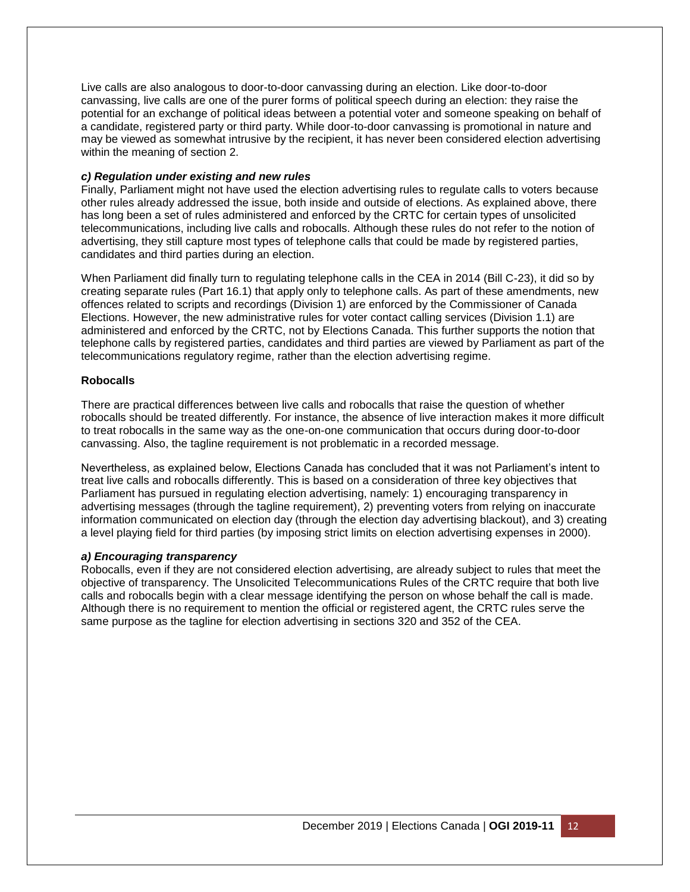Live calls are also analogous to door-to-door canvassing during an election. Like door-to-door canvassing, live calls are one of the purer forms of political speech during an election: they raise the potential for an exchange of political ideas between a potential voter and someone speaking on behalf of a candidate, registered party or third party. While door-to-door canvassing is promotional in nature and may be viewed as somewhat intrusive by the recipient, it has never been considered election advertising within the meaning of section 2.

#### *c) Regulation under existing and new rules*

Finally, Parliament might not have used the election advertising rules to regulate calls to voters because other rules already addressed the issue, both inside and outside of elections. As explained above, there has long been a set of rules administered and enforced by the CRTC for certain types of unsolicited telecommunications, including live calls and robocalls. Although these rules do not refer to the notion of advertising, they still capture most types of telephone calls that could be made by registered parties, candidates and third parties during an election.

When Parliament did finally turn to regulating telephone calls in the CEA in 2014 (Bill C-23), it did so by creating separate rules (Part 16.1) that apply only to telephone calls. As part of these amendments, new offences related to scripts and recordings (Division 1) are enforced by the Commissioner of Canada Elections. However, the new administrative rules for voter contact calling services (Division 1.1) are administered and enforced by the CRTC, not by Elections Canada. This further supports the notion that telephone calls by registered parties, candidates and third parties are viewed by Parliament as part of the telecommunications regulatory regime, rather than the election advertising regime.

### Robocalls

There are practical differences between live calls and robocalls that raise the question of whether robocalls should be treated differently. For instance, the absence of live interaction makes it more difficult to treat robocalls in the same way as the one-on-one communication that occurs during door-to-door canvassing. Also, the tagline requirement is not problematic in a recorded message.

Nevertheless, as explained below, Elections Canada has concluded that it was not Parliament's intent to treat live calls and robocalls differently. This is based on a consideration of three key objectives that Parliament has pursued in regulating election advertising, namely: 1) encouraging transparency in advertising messages (through the tagline requirement), 2) preventing voters from relying on inaccurate information communicated on election day (through the election day advertising blackout), and 3) creating a level playing field for third parties (by imposing strict limits on election advertising expenses in 2000).

#### *a) Encouraging transparency*

Robocalls, even if they are not considered election advertising, are already subject to rules that meet the objective of transparency. The Unsolicited Telecommunications Rules of the CRTC require that both live calls and robocalls begin with a clear message identifying the person on whose behalf the call is made. Although there is no requirement to mention the official or registered agent, the CRTC rules serve the same purpose as the tagline for election advertising in sections 320 and 352 of the CEA.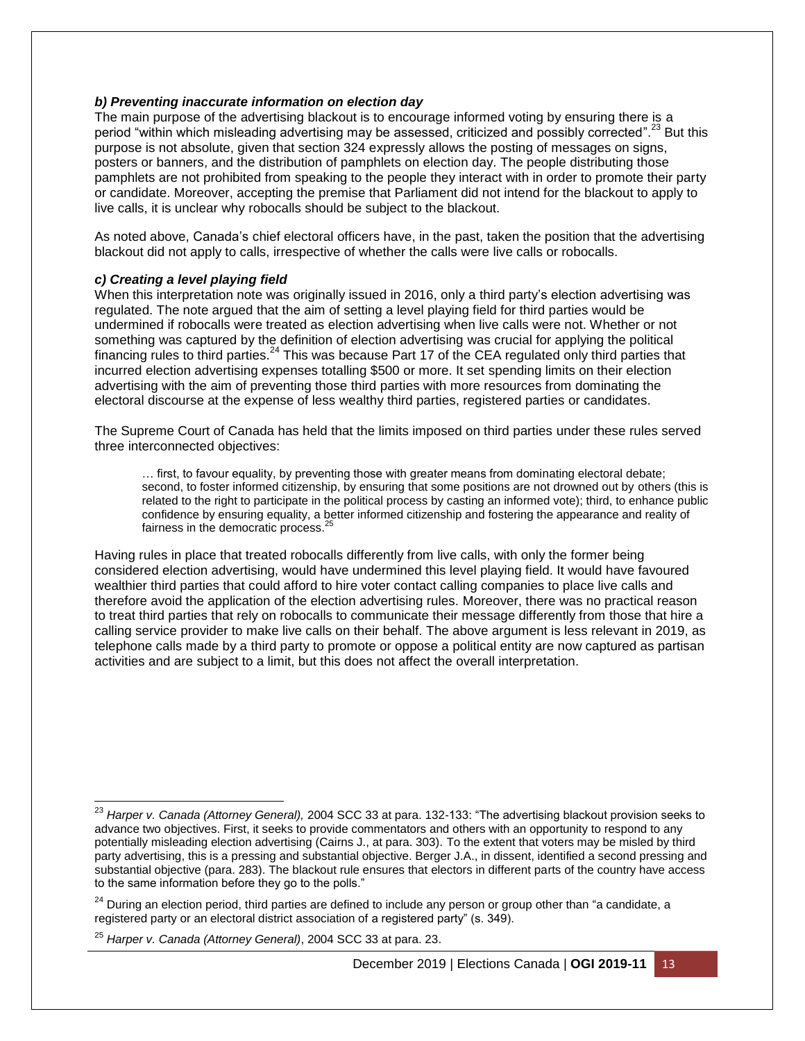***b) Preventing inaccurate information on election day***

The main purpose of the advertising blackout is to encourage informed voting by ensuring there is a period "within which misleading advertising may be assessed, criticized and possibly corrected".[23] But this purpose is not absolute, given that section 324 expressly allows the posting of messages on signs, posters or banners, and the distribution of pamphlets on election day. The people distributing those pamphlets are not prohibited from speaking to the people they interact with in order to promote their party or candidate. Moreover, accepting the premise that Parliament did not intend for the blackout to apply to live calls, it is unclear why robocalls should be subject to the blackout.

As noted above, Canada's chief electoral officers have, in the past, taken the position that the advertising blackout did not apply to calls, irrespective of whether the calls were live calls or robocalls.

***c) Creating a level playing field***

When this interpretation note was originally issued in 2016, only a third party's election advertising was regulated. The note argued that the aim of setting a level playing field for third parties would be undermined if robocalls were treated as election advertising when live calls were not. Whether or not something was captured by the definition of election advertising was crucial for applying the political financing rules to third parties.[24] This was because Part 17 of the CEA regulated only third parties that incurred election advertising expenses totalling $500 or more. It set spending limits on their election advertising with the aim of preventing those third parties with more resources from dominating the electoral discourse at the expense of less wealthy third parties, registered parties or candidates.

The Supreme Court of Canada has held that the limits imposed on third parties under these rules served three interconnected objectives:

> … first, to favour equality, by preventing those with greater means from dominating electoral debate; second, to foster informed citizenship, by ensuring that some positions are not drowned out by others (this is related to the right to participate in the political process by casting an informed vote); third, to enhance public confidence by ensuring equality, a better informed citizenship and fostering the appearance and reality of fairness in the democratic process.[25]

Having rules in place that treated robocalls differently from live calls, with only the former being considered election advertising, would have undermined this level playing field. It would have favoured wealthier third parties that could afford to hire voter contact calling companies to place live calls and therefore avoid the application of the election advertising rules. Moreover, there was no practical reason to treat third parties that rely on robocalls to communicate their message differently from those that hire a calling service provider to make live calls on their behalf. The above argument is less relevant in 2019, as telephone calls made by a third party to promote or oppose a political entity are now captured as partisan activities and are subject to a limit, but this does not affect the overall interpretation.

---

[23] *Harper v. Canada (Attorney General),* 2004 SCC 33 at para. 132-133: "The advertising blackout provision seeks to advance two objectives. First, it seeks to provide commentators and others with an opportunity to respond to any potentially misleading election advertising (Cairns J., at para. 303). To the extent that voters may be misled by third party advertising, this is a pressing and substantial objective. Berger J.A., in dissent, identified a second pressing and substantial objective (para. 283). The blackout rule ensures that electors in different parts of the country have access to the same information before they go to the polls."

[24] During an election period, third parties are defined to include any person or group other than "a candidate, a registered party or an electoral district association of a registered party" (s. 349).

[25] *Harper v. Canada (Attorney General)*, 2004 SCC 33 at para. 23.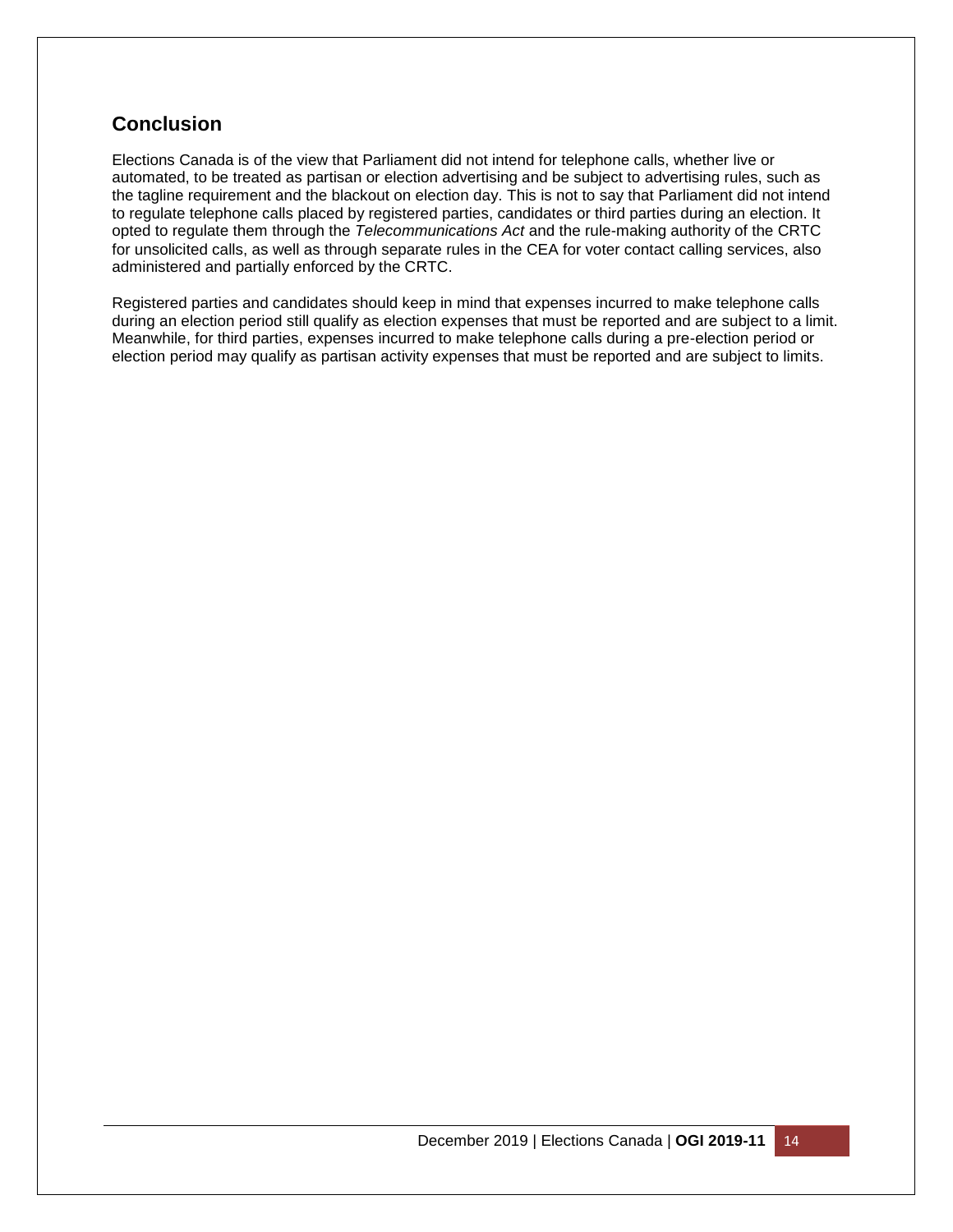## Conclusion

Elections Canada is of the view that Parliament did not intend for telephone calls, whether live or automated, to be treated as partisan or election advertising and be subject to advertising rules, such as the tagline requirement and the blackout on election day. This is not to say that Parliament did not intend to regulate telephone calls placed by registered parties, candidates or third parties during an election. It opted to regulate them through the *Telecommunications Act* and the rule-making authority of the CRTC for unsolicited calls, as well as through separate rules in the CEA for voter contact calling services, also administered and partially enforced by the CRTC.

Registered parties and candidates should keep in mind that expenses incurred to make telephone calls during an election period still qualify as election expenses that must be reported and are subject to a limit. Meanwhile, for third parties, expenses incurred to make telephone calls during a pre-election period or election period may qualify as partisan activity expenses that must be reported and are subject to limits.